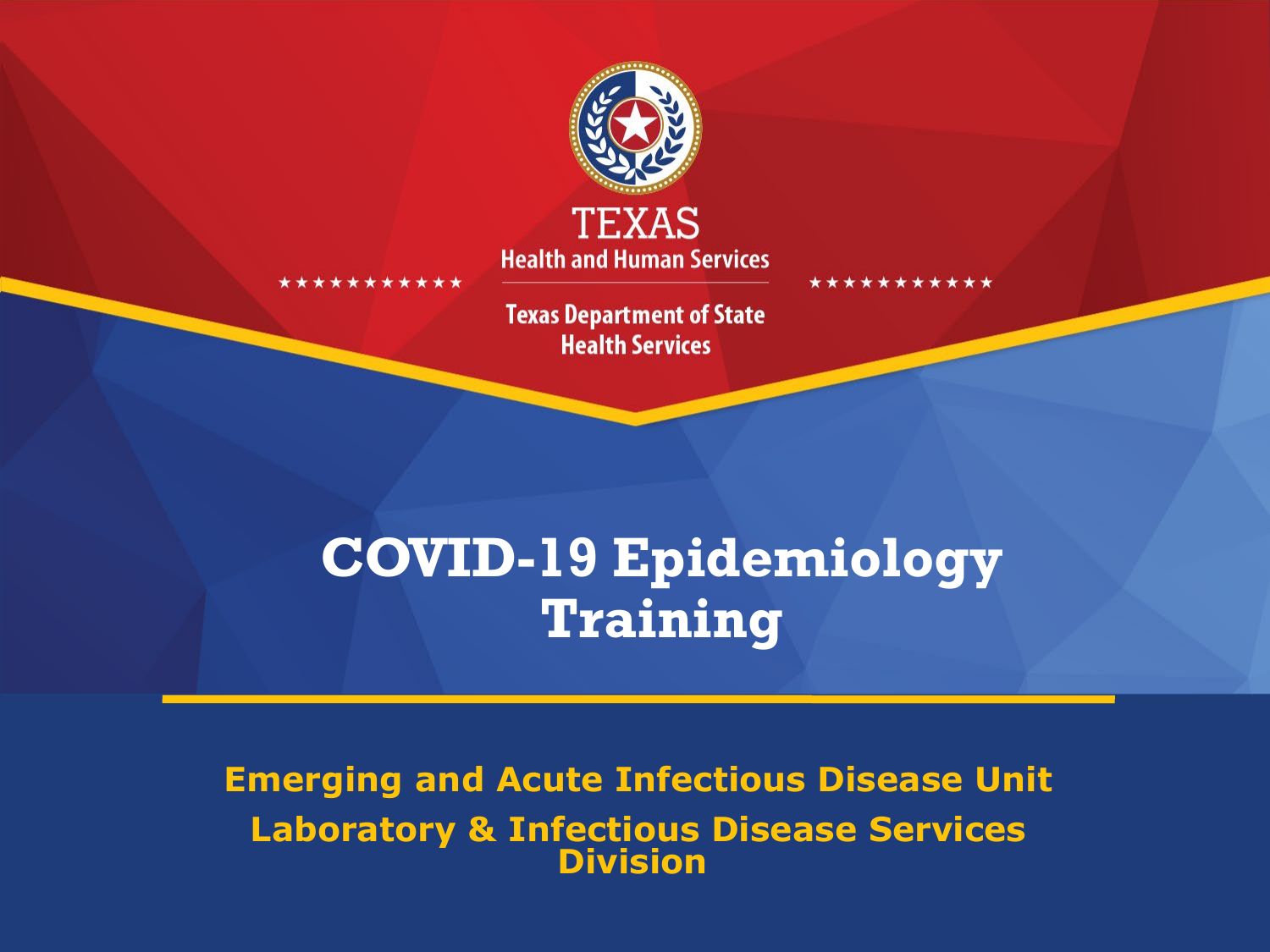TEXAS

Health and Human Services

Texas Department of State Health Services

# COVID-19 Epidemiology Training

**Emerging and Acute Infectious Disease Unit**

**Laboratory & Infectious Disease Services Division**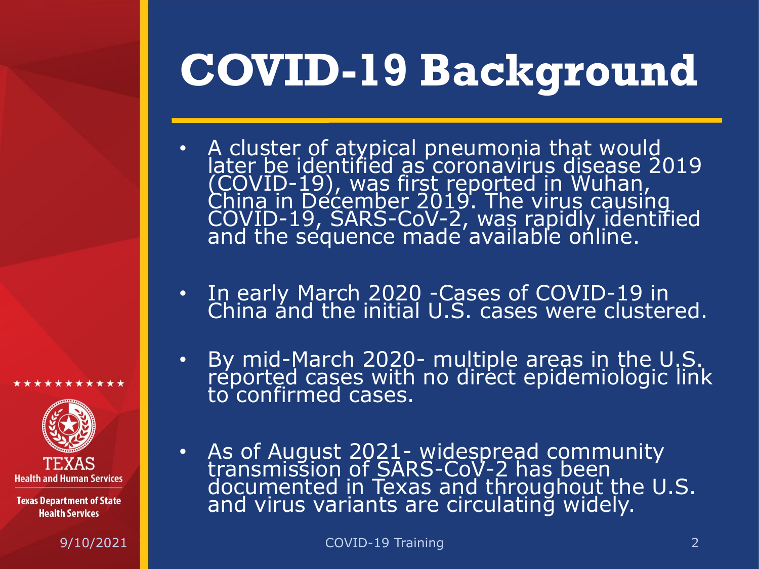# COVID-19 Background

- A cluster of atypical pneumonia that would later be identified as coronavirus disease 2019 (COVID-19), was first reported in Wuhan, China in December 2019. The virus causing COVID-19, SARS-CoV-2, was rapidly identified and the sequence made available online.

- In early March 2020 -Cases of COVID-19 in China and the initial U.S. cases were clustered.

- By mid-March 2020- multiple areas in the U.S. reported cases with no direct epidemiologic link to confirmed cases.

- As of August 2021- widespread community transmission of SARS-CoV-2 has been documented in Texas and throughout the U.S. and virus variants are circulating widely.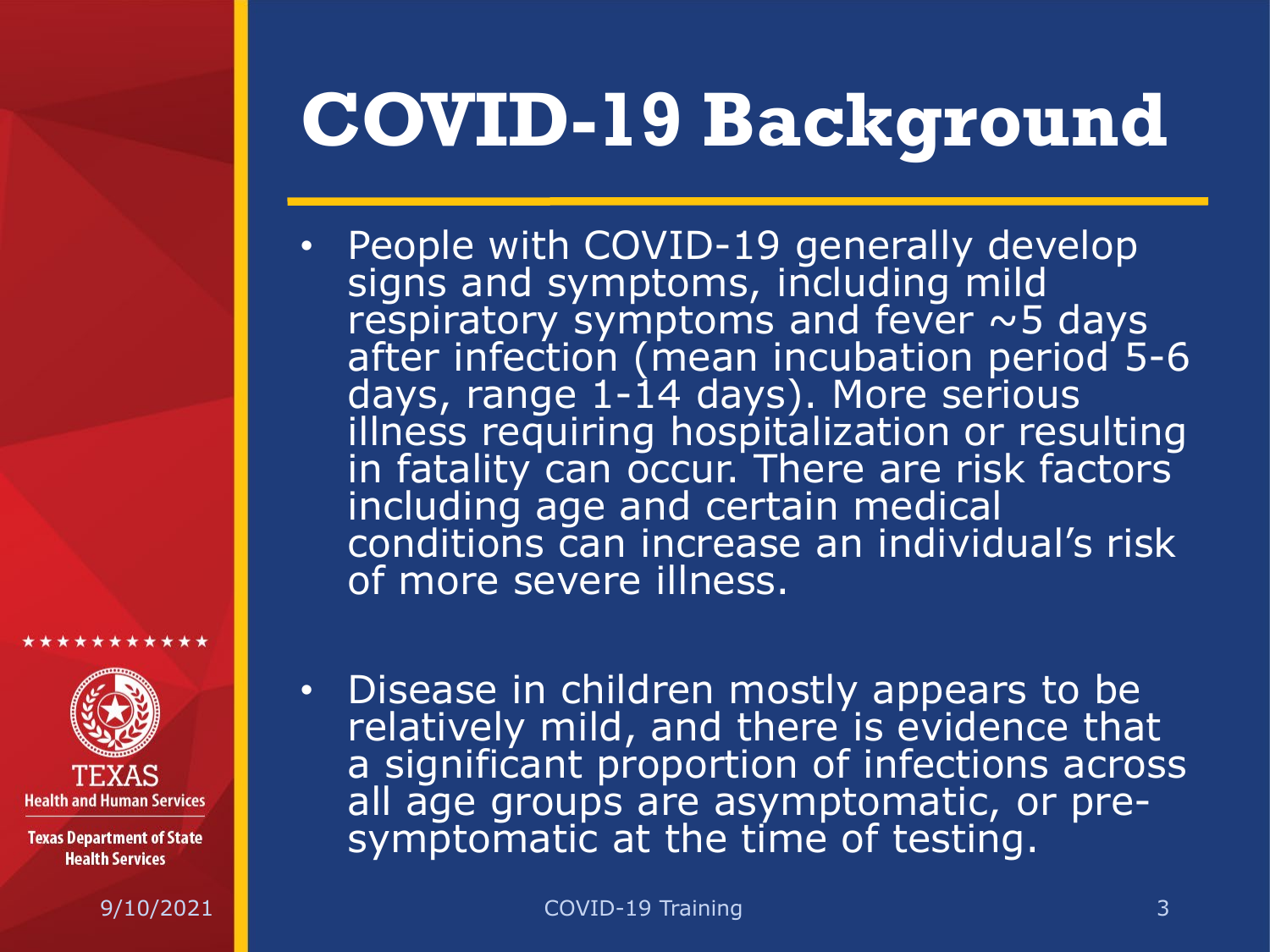# COVID-19 Background

- People with COVID-19 generally develop signs and symptoms, including mild respiratory symptoms and fever ~5 days after infection (mean incubation period 5-6 days, range 1-14 days). More serious illness requiring hospitalization or resulting in fatality can occur. There are risk factors including age and certain medical conditions can increase an individual's risk of more severe illness.

- Disease in children mostly appears to be relatively mild, and there is evidence that a significant proportion of infections across all age groups are asymptomatic, or pre-symptomatic at the time of testing.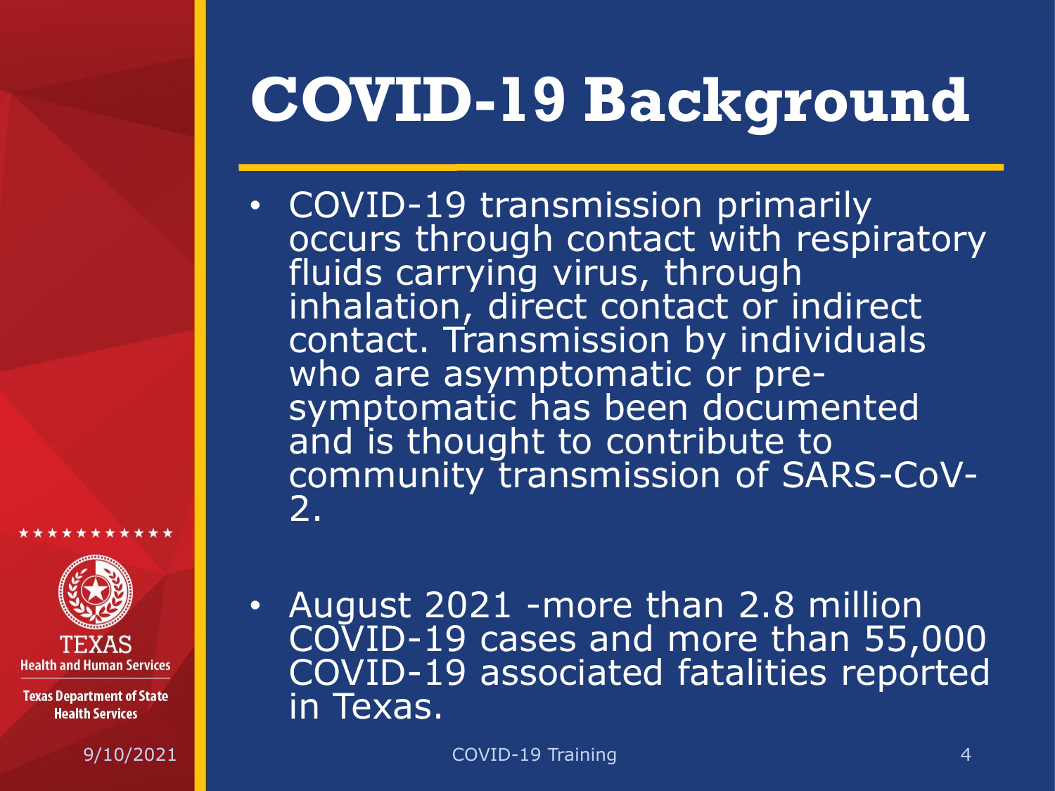# COVID-19 Background

- COVID-19 transmission primarily occurs through contact with respiratory fluids carrying virus, through inhalation, direct contact or indirect contact. Transmission by individuals who are asymptomatic or pre-symptomatic has been documented and is thought to contribute to community transmission of SARS-CoV-2.

- August 2021 -more than 2.8 million COVID-19 cases and more than 55,000 COVID-19 associated fatalities reported in Texas.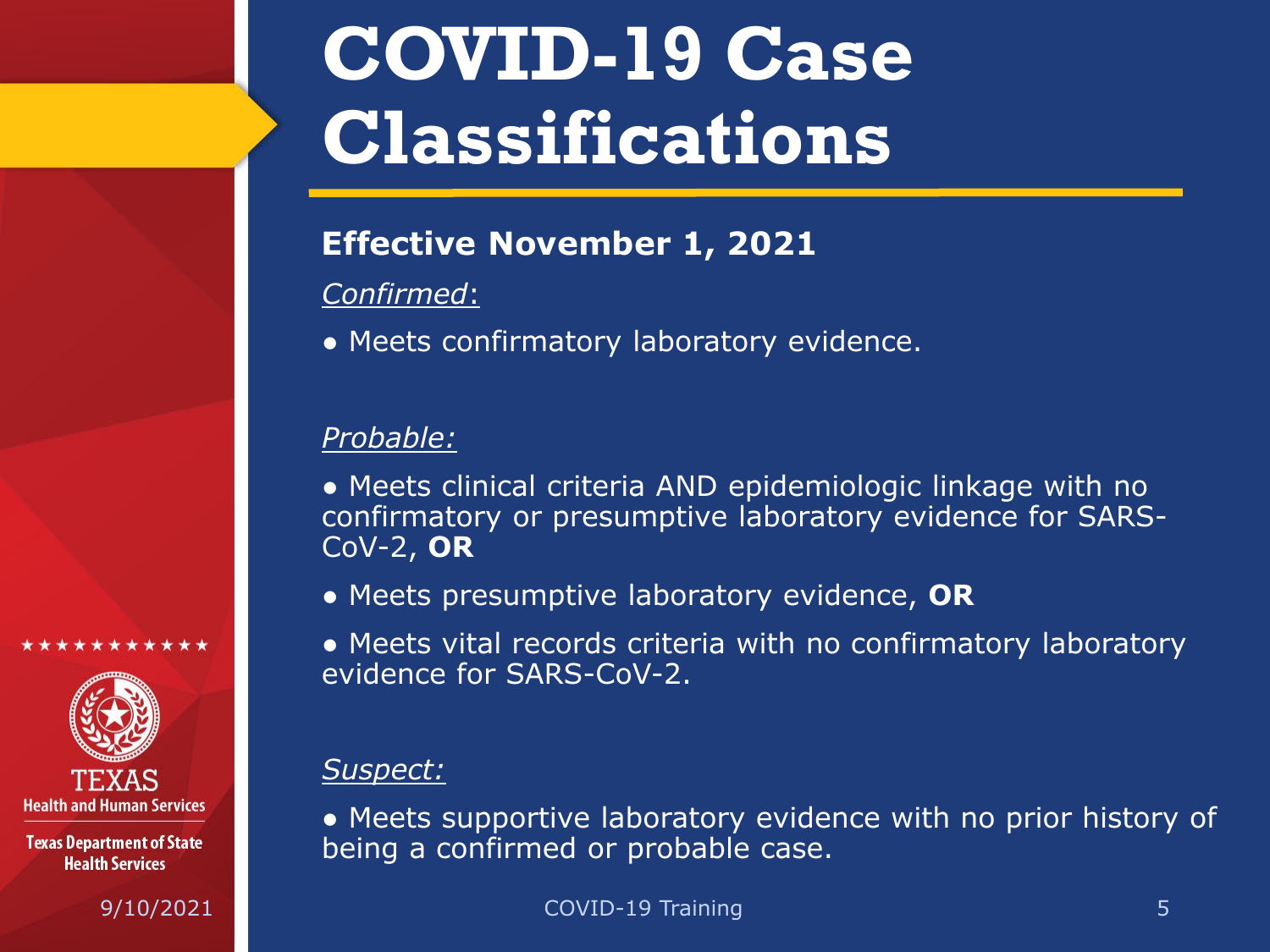# COVID-19 Case Classifications

**Effective November 1, 2021**

*Confirmed*:

- Meets confirmatory laboratory evidence.

*Probable:*

- Meets clinical criteria AND epidemiologic linkage with no confirmatory or presumptive laboratory evidence for SARS-CoV-2, **OR**
- Meets presumptive laboratory evidence, **OR**
- Meets vital records criteria with no confirmatory laboratory evidence for SARS-CoV-2.

*Suspect:*

- Meets supportive laboratory evidence with no prior history of being a confirmed or probable case.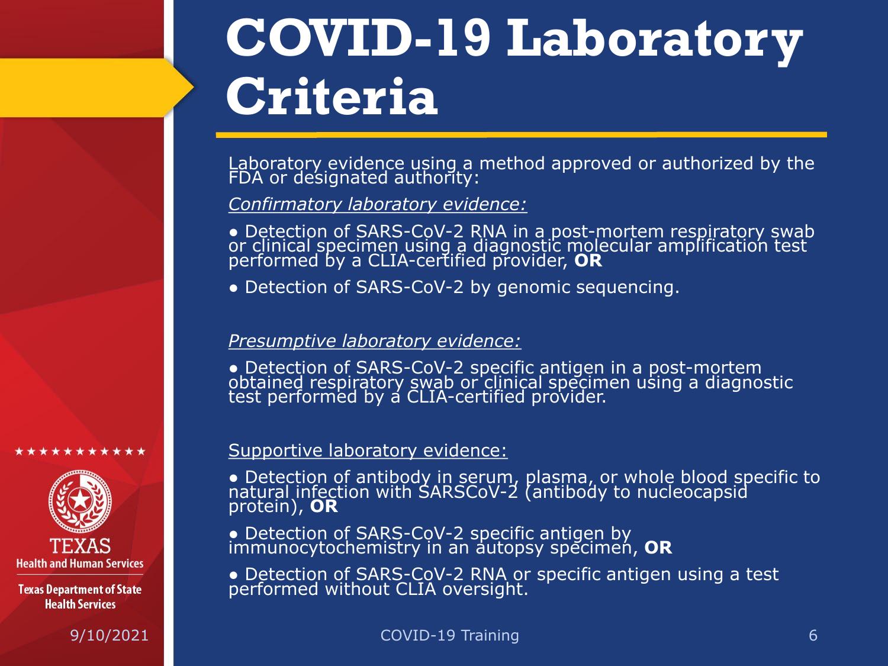# COVID-19 Laboratory Criteria

Laboratory evidence using a method approved or authorized by the FDA or designated authority:

*Confirmatory laboratory evidence:*

- Detection of SARS-CoV-2 RNA in a post-mortem respiratory swab or clinical specimen using a diagnostic molecular amplification test performed by a CLIA-certified provider, **OR**
- Detection of SARS-CoV-2 by genomic sequencing.

*Presumptive laboratory evidence:*

- Detection of SARS-CoV-2 specific antigen in a post-mortem obtained respiratory swab or clinical specimen using a diagnostic test performed by a CLIA-certified provider.

Supportive laboratory evidence:

- Detection of antibody in serum, plasma, or whole blood specific to natural infection with SARSCoV-2 (antibody to nucleocapsid protein), **OR**
- Detection of SARS-CoV-2 specific antigen by immunocytochemistry in an autopsy specimen, **OR**
- Detection of SARS-CoV-2 RNA or specific antigen using a test performed without CLIA oversight.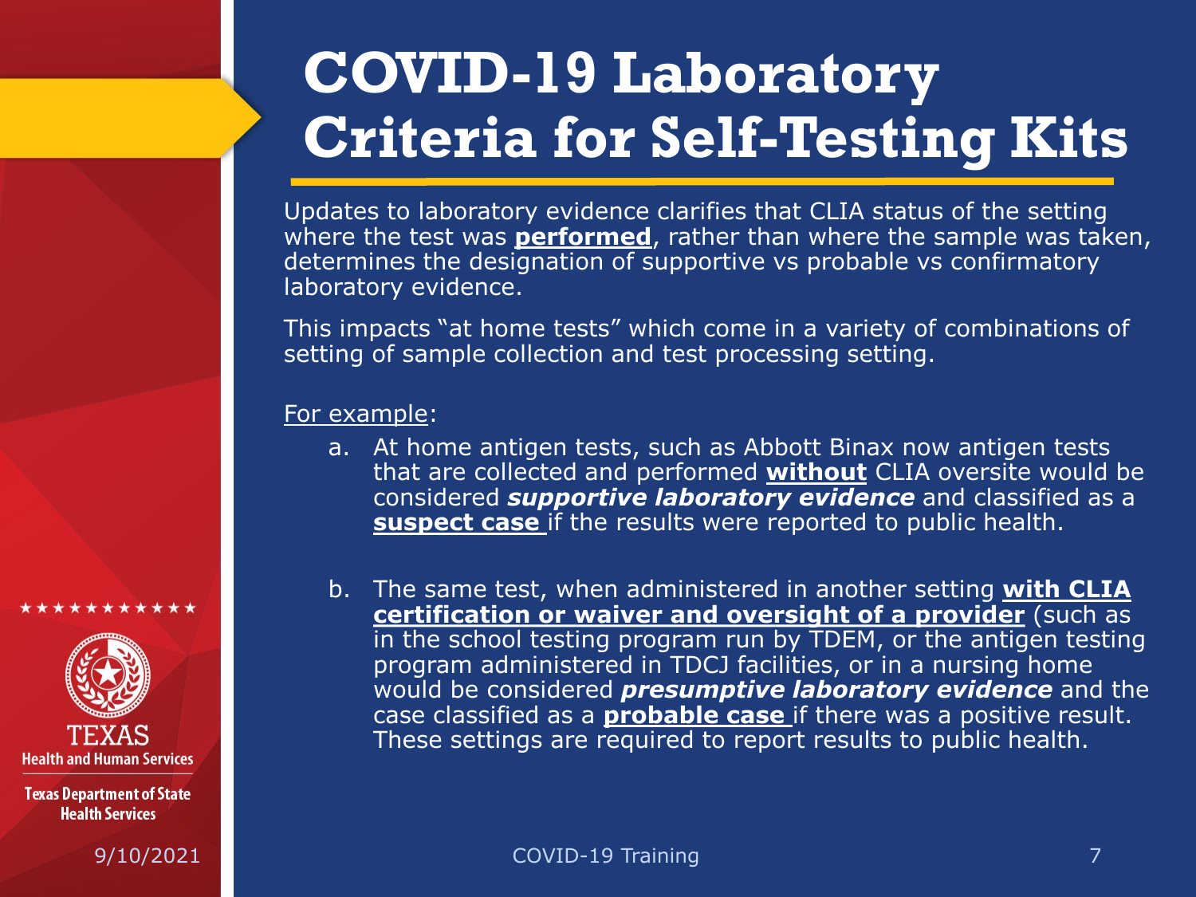# COVID-19 Laboratory Criteria for Self-Testing Kits

Updates to laboratory evidence clarifies that CLIA status of the setting where the test was **performed**, rather than where the sample was taken, determines the designation of supportive vs probable vs confirmatory laboratory evidence.

This impacts "at home tests" which come in a variety of combinations of setting of sample collection and test processing setting.

For example:

a. At home antigen tests, such as Abbott Binax now antigen tests that are collected and performed **without** CLIA oversite would be considered ***supportive laboratory evidence*** and classified as a **suspect case** if the results were reported to public health.

b. The same test, when administered in another setting **with CLIA certification or waiver and oversight of a provider** (such as in the school testing program run by TDEM, or the antigen testing program administered in TDCJ facilities, or in a nursing home would be considered ***presumptive laboratory evidence*** and the case classified as a **probable case** if there was a positive result. These settings are required to report results to public health.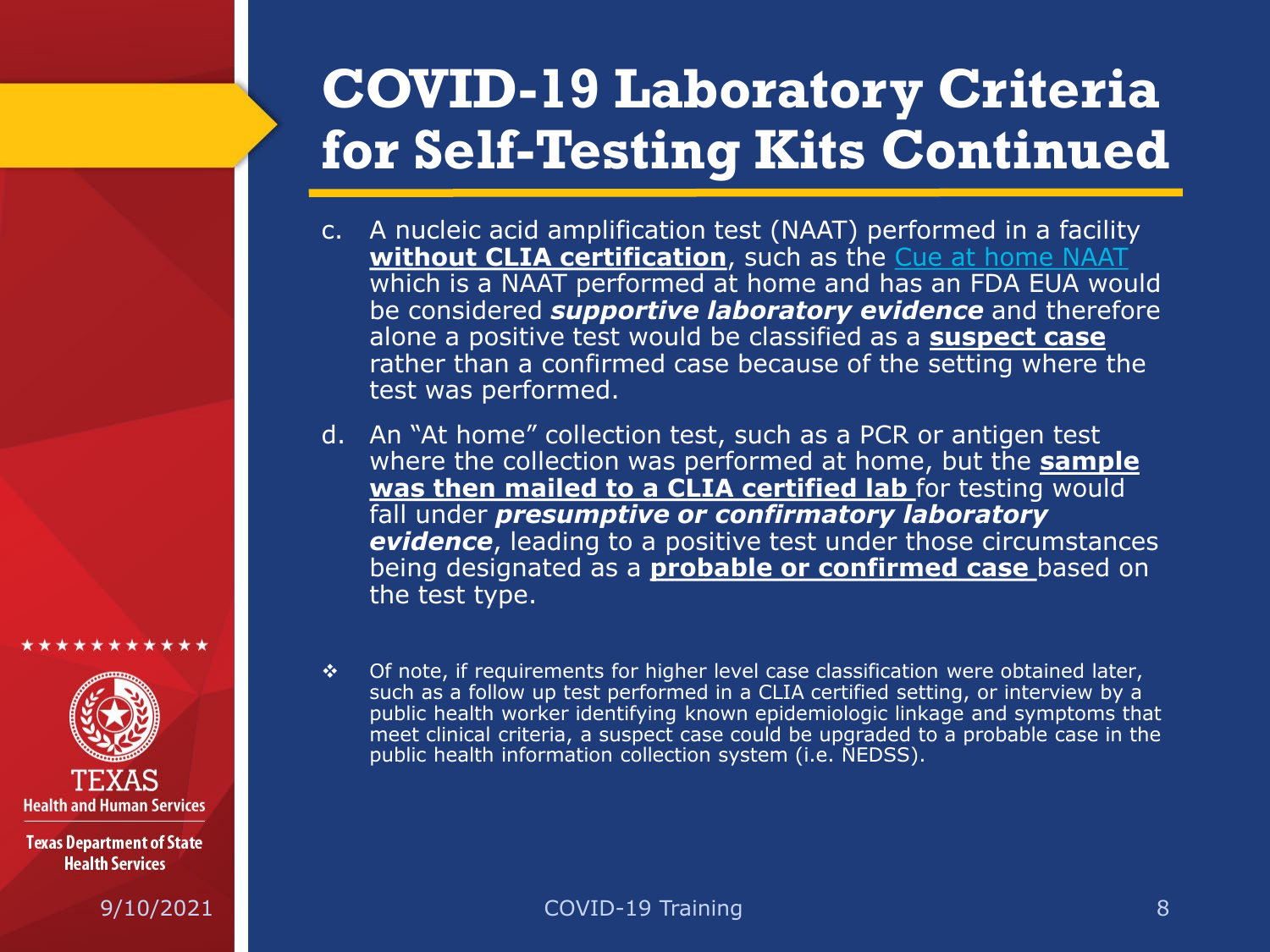# COVID-19 Laboratory Criteria for Self-Testing Kits Continued

c. A nucleic acid amplification test (NAAT) performed in a facility **without CLIA certification**, such as the Cue at home NAAT which is a NAAT performed at home and has an FDA EUA would be considered ***supportive laboratory evidence*** and therefore alone a positive test would be classified as a **suspect case** rather than a confirmed case because of the setting where the test was performed.

d. An "At home" collection test, such as a PCR or antigen test where the collection was performed at home, but the **sample was then mailed to a CLIA certified lab** for testing would fall under ***presumptive or confirmatory laboratory evidence***, leading to a positive test under those circumstances being designated as a **probable or confirmed case** based on the test type.

- Of note, if requirements for higher level case classification were obtained later, such as a follow up test performed in a CLIA certified setting, or interview by a public health worker identifying known epidemiologic linkage and symptoms that meet clinical criteria, a suspect case could be upgraded to a probable case in the public health information collection system (i.e. NEDSS).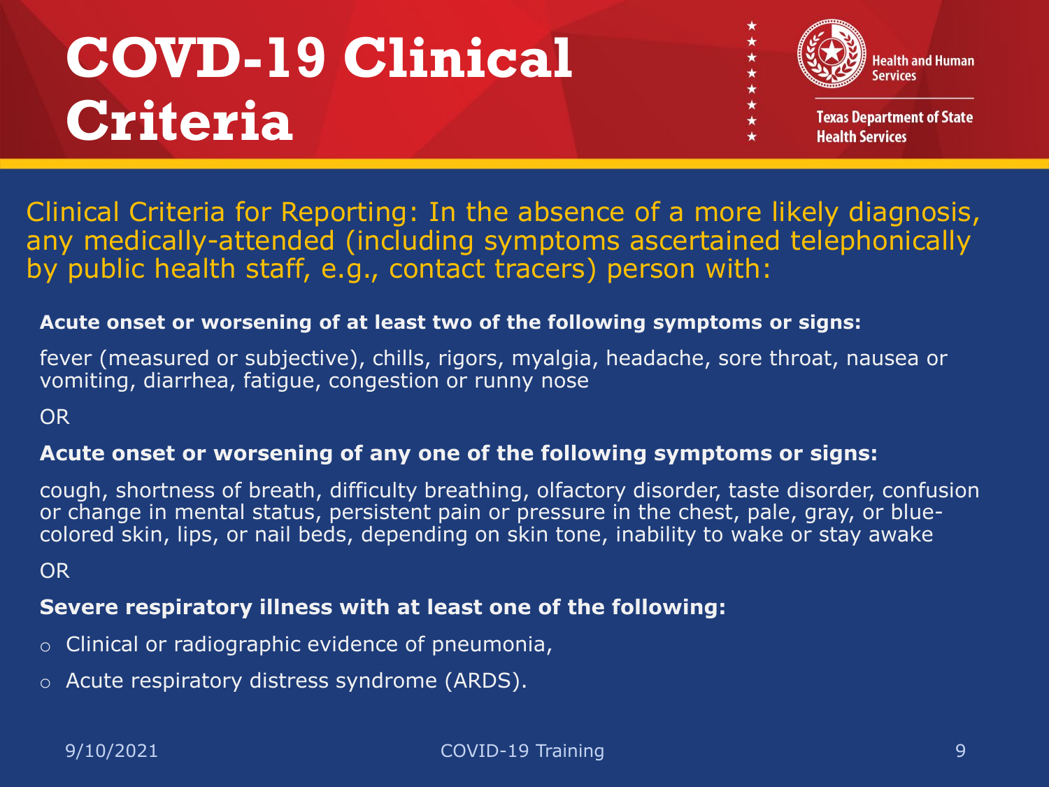# COVD-19 Clinical Criteria

Texas Department of State Health Services

Clinical Criteria for Reporting: In the absence of a more likely diagnosis, any medically-attended (including symptoms ascertained telephonically by public health staff, e.g., contact tracers) person with:

**Acute onset or worsening of at least two of the following symptoms or signs:**

fever (measured or subjective), chills, rigors, myalgia, headache, sore throat, nausea or vomiting, diarrhea, fatigue, congestion or runny nose

OR

**Acute onset or worsening of any one of the following symptoms or signs:**

cough, shortness of breath, difficulty breathing, olfactory disorder, taste disorder, confusion or change in mental status, persistent pain or pressure in the chest, pale, gray, or blue-colored skin, lips, or nail beds, depending on skin tone, inability to wake or stay awake

OR

**Severe respiratory illness with at least one of the following:**

- Clinical or radiographic evidence of pneumonia,
- Acute respiratory distress syndrome (ARDS).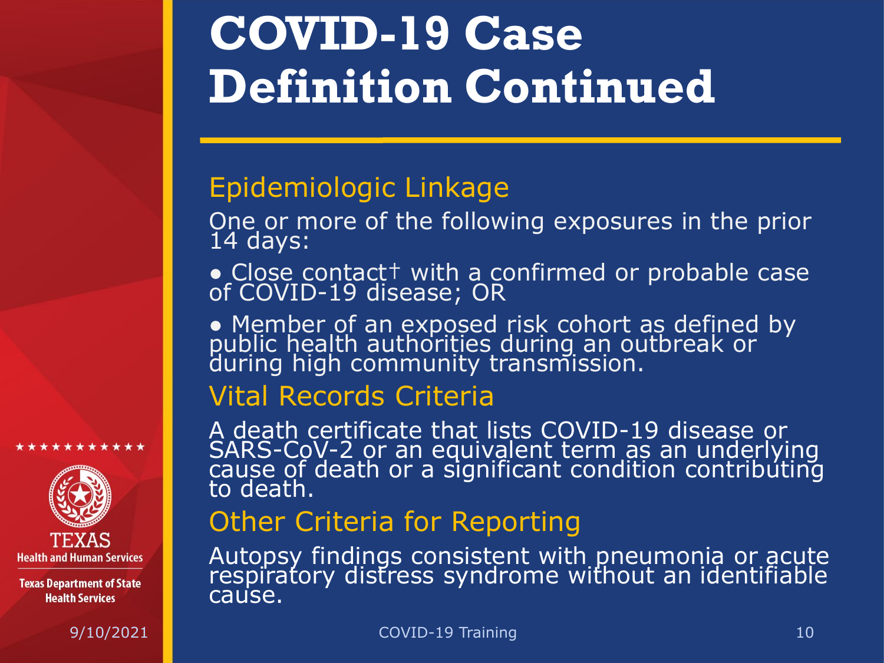# COVID-19 Case Definition Continued

## Epidemiologic Linkage

One or more of the following exposures in the prior 14 days:

- Close contact† with a confirmed or probable case of COVID-19 disease; OR
- Member of an exposed risk cohort as defined by public health authorities during an outbreak or during high community transmission.

## Vital Records Criteria

A death certificate that lists COVID-19 disease or SARS-CoV-2 or an equivalent term as an underlying cause of death or a significant condition contributing to death.

## Other Criteria for Reporting

Autopsy findings consistent with pneumonia or acute respiratory distress syndrome without an identifiable cause.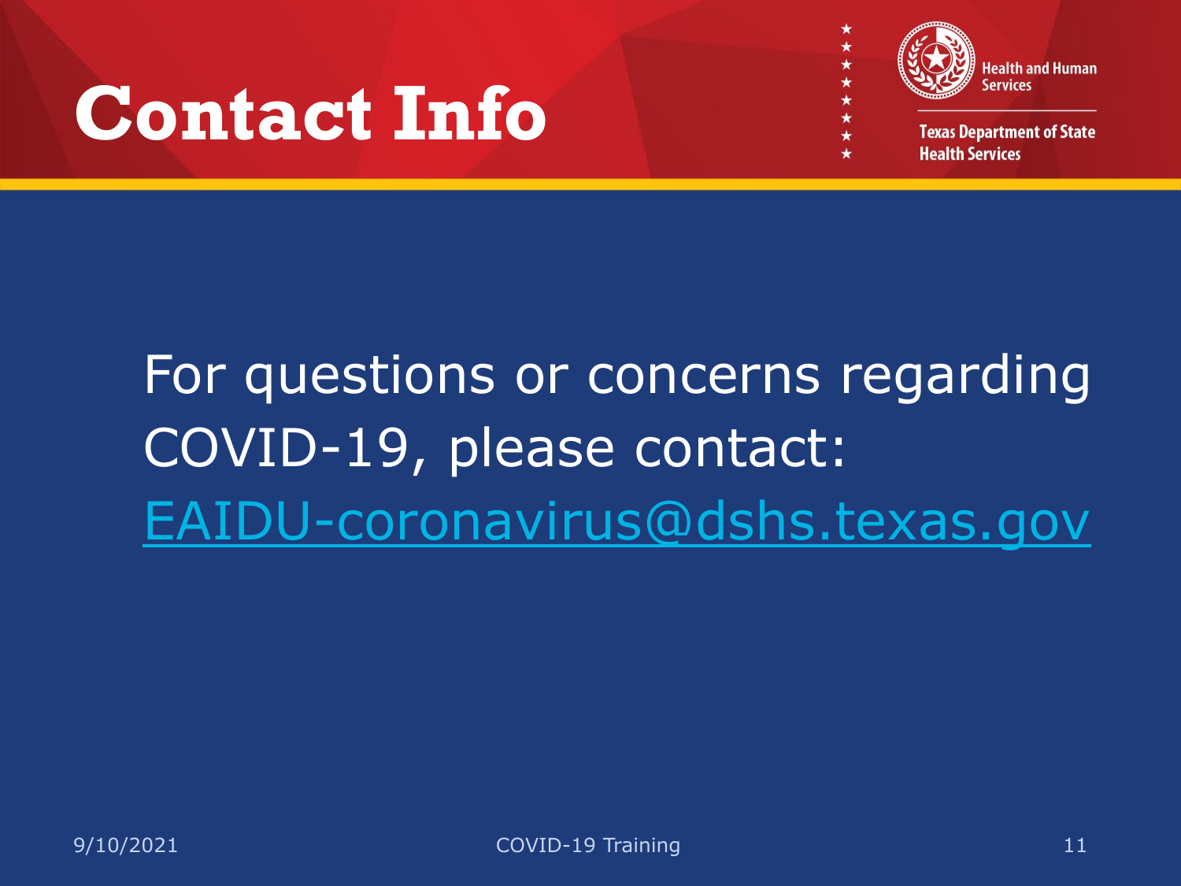# Contact Info

Health and Human Services

Texas Department of State Health Services

For questions or concerns regarding COVID-19, please contact: EAIDU-coronavirus@dshs.texas.gov